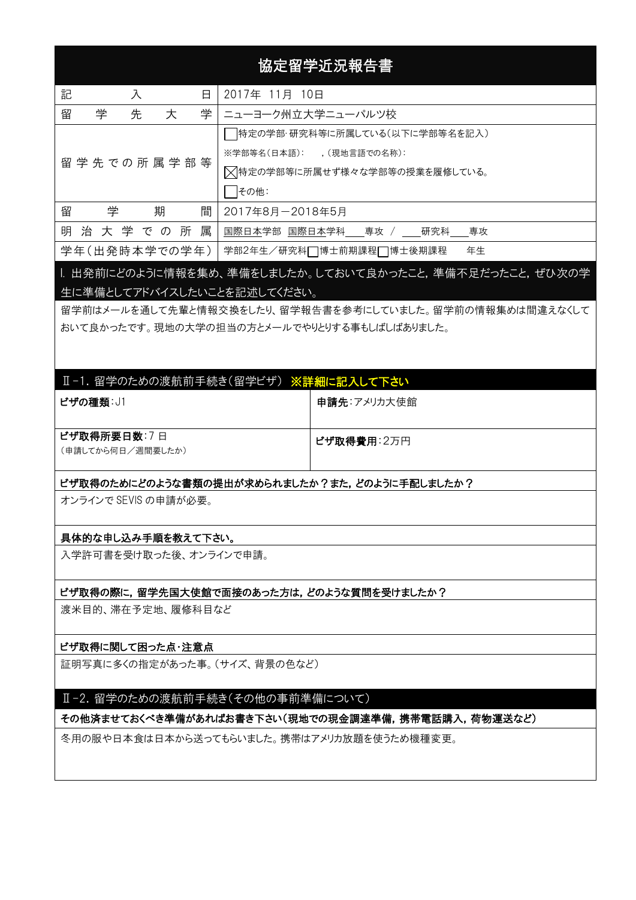# 協定留学近況報告書

| 項目 | 内容 |
|---|---|
| 記入日 | 2017年 11月 10日 |
| 留学先大学 | ニューヨーク州立大学ニューパルツ校 |
| 留学先での所属学部等 | □特定の学部･研究科等に所属している（以下に学部等名を記入）<br>※学部等名（日本語）： ，（現地言語での名称）：<br>☒特定の学部等に所属せず様々な学部等の授業を履修している。<br>□その他： |
| 留学期間 | 2017年8月－2018年5月 |
| 明治大学での所属 | 国際日本学部 国際日本学科＿＿専攻 / ＿＿研究科＿＿専攻 |
| 学年（出発時本学での学年） | 学部2年生／研究科□博士前期課程□博士後期課程　　年生 |

## Ⅰ. 出発前にどのように情報を集め、準備をしましたか。しておいて良かったこと，準備不足だったこと，ぜひ次の学生に準備としてアドバイスしたいことを記述してください。

留学前はメールを通して先輩と情報交換をしたり、留学報告書を参考にしていました。留学前の情報集めは間違えなくしておいて良かったです。現地の大学の担当の方とメールでやりとりする事もしばしばありました。

## Ⅱ-1. 留学のための渡航前手続き（留学ビザ）　※詳細に記入して下さい

| | |
|---|---|
| **ビザの種類**：J1 | **申請先**：アメリカ大使館 |
| **ビザ取得所要日数**：7 日<br>（申請してから何日／週間要したか） | **ビザ取得費用**：2万円 |

**ビザ取得のためにどのような書類の提出が求められましたか？また，どのように手配しましたか？**

オンラインで SEVIS の申請が必要。

**具体的な申し込み手順を教えて下さい。**

入学許可書を受け取った後、オンラインで申請。

**ビザ取得の際に，留学先国大使館で面接のあった方は，どのような質問を受けましたか？**

渡米目的、滞在予定地、履修科目など

**ビザ取得に関して困った点･注意点**

証明写真に多くの指定があった事。（サイズ、背景の色など）

## Ⅱ-2. 留学のための渡航前手続き（その他の事前準備について）

**その他済ませておくべき準備があればお書き下さい（現地での現金調達準備，携帯電話購入，荷物運送など）**

冬用の服や日本食は日本から送ってもらいました。携帯はアメリカ放題を使うため機種変更。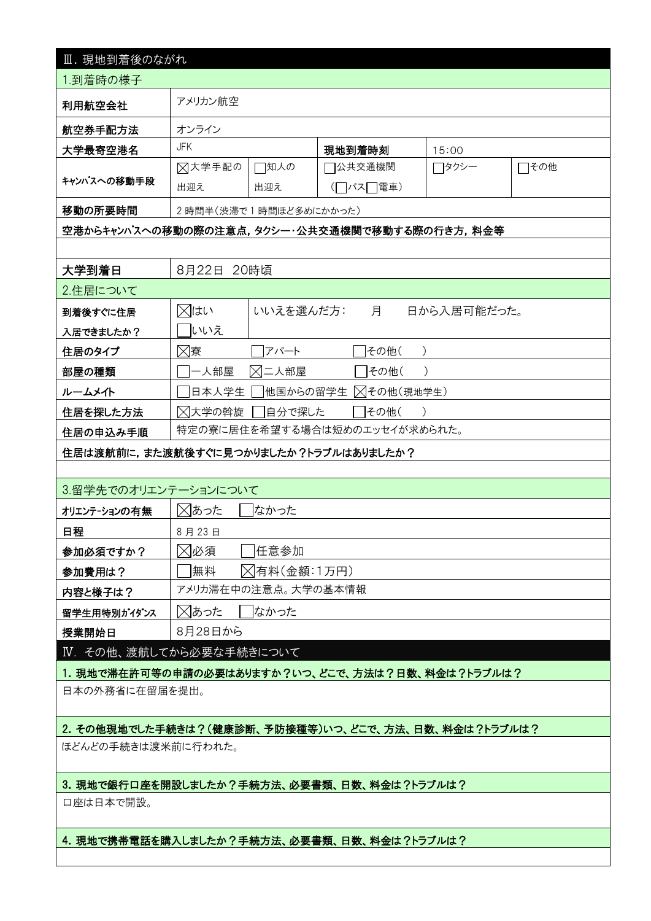## Ⅲ. 現地到着後のながれ

### 1.到着時の様子

| 項目 | 内容 | | | | |
|---|---|---|---|---|---|
| 利用航空会社 | アメリカン航空 | | | | |
| 航空券手配方法 | オンライン | | | | |
| 大学最寄空港名 | JFK | | 現地到着時刻 | 15:00 | |
| キャンパスへの移動手段 | ☒大学手配の出迎え | ☐知人の出迎え | ☐公共交通機関（☐バス☐電車） | ☐タクシー | ☐その他 |
| 移動の所要時間 | 2 時間半（渋滞で 1 時間ほど多めにかかった） | | | | |

**空港からキャンパスへの移動の際の注意点，タクシー・公共交通機関で移動する際の行き方，料金等**

| 項目 | 内容 |
|---|---|
| 大学到着日 | 8月22日 20時頃 |

### 2.住居について

| 項目 | 内容 | | |
|---|---|---|---|
| 到着後すぐに住居入居できましたか？ | ☒はい ☐いいえ | いいえを選んだ方： 月 日から入居可能だった。 | |
| 住居のタイプ | ☒寮 | ☐アパート | ☐その他（ ） |
| 部屋の種類 | ☐一人部屋 | ☒二人部屋 | ☐その他（ ） |
| ルームメイト | ☐日本人学生 | ☐他国からの留学生 | ☒その他（現地学生） |
| 住居を探した方法 | ☒大学の斡旋 | ☐自分で探した | ☐その他（ ） |
| 住居の申込み手順 | 特定の寮に居住を希望する場合は短めのエッセイが求められた。 | | |

**住居は渡航前に，また渡航後すぐに見つかりましたか？トラブルはありましたか？**

### 3.留学先でのオリエンテーションについて

| 項目 | 内容 |
|---|---|
| オリエンテーションの有無 | ☒あった ☐なかった |
| 日程 | 8 月 23 日 |
| 参加必須ですか？ | ☒必須 ☐任意参加 |
| 参加費用は？ | ☐無料 ☒有料（金額：1万円） |
| 内容と様子は？ | アメリカ滞在中の注意点。大学の基本情報 |
| 留学生用特別ガイダンス | ☒あった ☐なかった |
| 授業開始日 | 8月28日から |

## Ⅳ. その他、渡航してから必要な手続きについて

**1. 現地で滞在許可等の申請の必要はありますか？いつ、どこで、方法は？日数、料金は？トラブルは？**

日本の外務省に在留届を提出。

**2. その他現地でした手続きは？（健康診断、予防接種等）いつ、どこで、方法、日数、料金は？トラブルは？**

ほとんどの手続きは渡米前に行われた。

**3. 現地で銀行口座を開設しましたか？手続方法、必要書類、日数、料金は？トラブルは？**

口座は日本で開設。

**4. 現地で携帯電話を購入しましたか？手続方法、必要書類、日数、料金は？トラブルは？**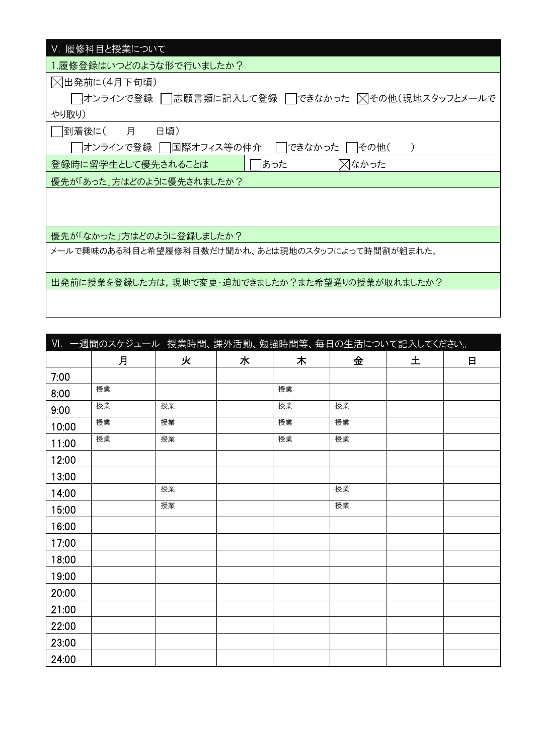## V. 履修科目と授業について

**1.履修登録はいつどのような形で行いましたか？**

☒出発前に（4月下旬頃）

☐オンラインで登録　☐志願書類に記入して登録　☐できなかった　☒その他（現地スタッフとメールでやり取り）

☐到着後に（　　月　　日頃）

☐オンラインで登録　☐国際オフィス等の仲介　☐できなかった　☐その他（　　）

| 登録時に留学生として優先されることは | ☐あった | ☒なかった |
|---|---|---|

**優先が「あった」方はどのように優先されましたか？**

**優先が「なかった」方はどのように登録しましたか？**

メールで興味のある科目と希望履修科目数だけ聞かれ、あとは現地のスタッフによって時間割が組まれた。

**出発前に授業を登録した方は，現地で変更･追加できましたか？また希望通りの授業が取れましたか？**

## VI. 一週間のスケジュール　授業時間、課外活動、勉強時間等、毎日の生活について記入してください。

| | 月 | 火 | 水 | 木 | 金 | 土 | 日 |
|---|---|---|---|---|---|---|---|
| 7:00 | | | | | | | |
| 8:00 | 授業 | | | 授業 | | | |
| 9:00 | 授業 | 授業 | | 授業 | 授業 | | |
| 10:00 | 授業 | 授業 | | 授業 | 授業 | | |
| 11:00 | 授業 | 授業 | | 授業 | 授業 | | |
| 12:00 | | | | | | | |
| 13:00 | | | | | | | |
| 14:00 | | 授業 | | | 授業 | | |
| 15:00 | | 授業 | | | 授業 | | |
| 16:00 | | | | | | | |
| 17:00 | | | | | | | |
| 18:00 | | | | | | | |
| 19:00 | | | | | | | |
| 20:00 | | | | | | | |
| 21:00 | | | | | | | |
| 22:00 | | | | | | | |
| 23:00 | | | | | | | |
| 24:00 | | | | | | | |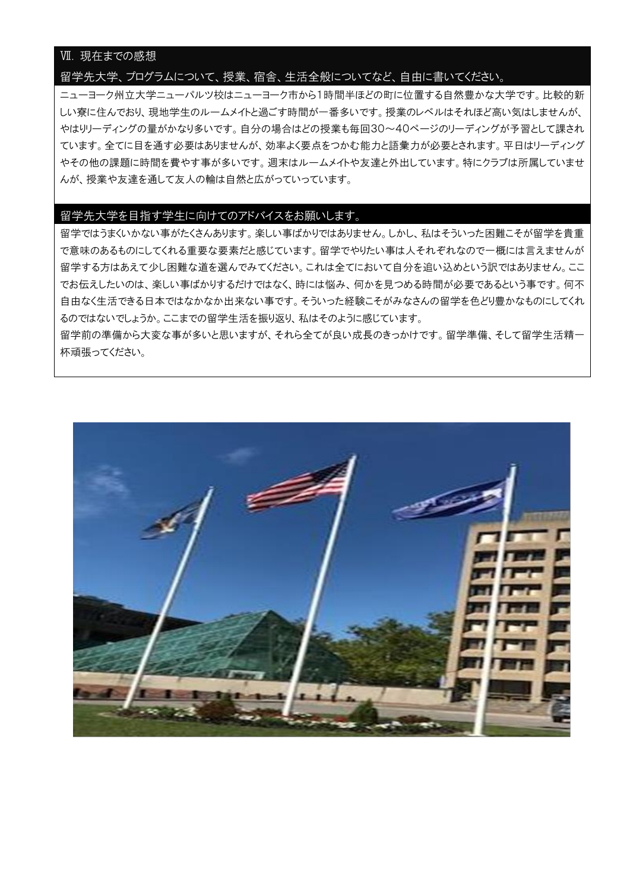## Ⅶ. 現在までの感想

### 留学先大学、プログラムについて、授業、宿舎、生活全般についてなど、自由に書いてください。

ニューヨーク州立大学ニューパルツ校はニューヨーク市から1時間半ほどの町に位置する自然豊かな大学です。比較的新しい寮に住んでおり、現地学生のルームメイトと過ごす時間が一番多いです。授業のレベルはそれほど高い気はしませんが、やはりリーディングの量がかなり多いです。自分の場合はどの授業も毎回30～40ページのリーディングが予習として課されています。全てに目を通す必要はありませんが、効率よく要点をつかむ能力と語彙力が必要とされます。平日はリーディングやその他の課題に時間を費やす事が多いです。週末はルームメイトや友達と外出しています。特にクラブは所属していませんが、授業や友達を通して友人の輪は自然と広がっていっています。

### 留学先大学を目指す学生に向けてのアドバイスをお願いします。

留学ではうまくいかない事がたくさんあります。楽しい事ばかりではありません。しかし、私はそういった困難こそが留学を貴重で意味のあるものにしてくれる重要な要素だと感じています。留学でやりたい事は人それぞれなので一概には言えませんが留学する方はあえて少し困難な道を選んでみてください。これは全てにおいて自分を追い込めという訳ではありません。ここでお伝えしたいのは、楽しい事ばかりするだけではなく、時には悩み、何かを見つめる時間が必要であるという事です。何不自由なく生活できる日本ではなかなか出来ない事です。そういった経験こそがみなさんの留学を色どり豊かなものにしてくれるのではないでしょうか。ここまでの留学生活を振り返り、私はそのように感じています。

留学前の準備から大変な事が多いと思いますが、それら全てが良い成長のきっかけです。留学準備、そして留学生活精一杯頑張ってください。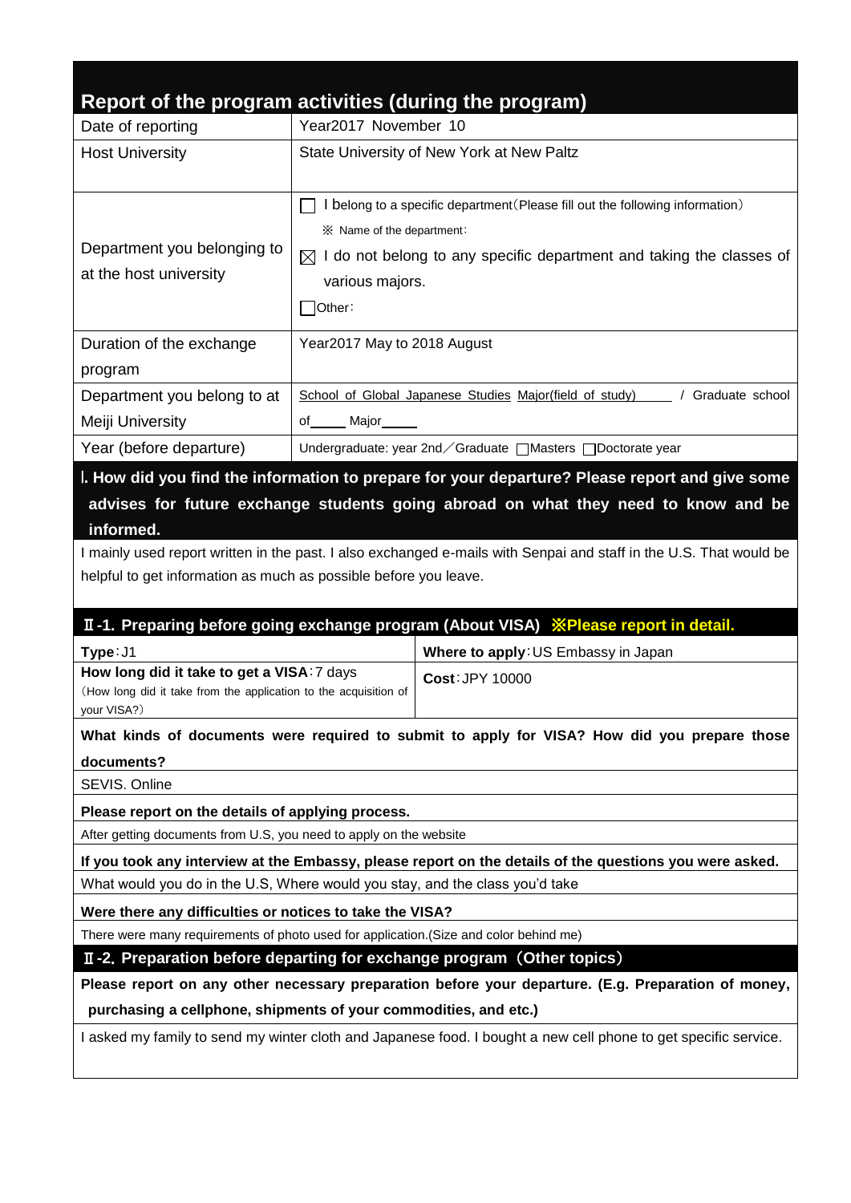## Report of the program activities (during the program)

| Date of reporting | Year2017 November 10 |
|---|---|
| Host University | State University of New York at New Paltz |
| Department you belonging to at the host university | ☐ I belong to a specific department(Please fill out the following information)<br>※ Name of the department:<br>☒ I do not belong to any specific department and taking the classes of various majors.<br>☐Other: |
| Duration of the exchange program | Year2017 May to 2018 August |
| Department you belong to at Meiji University | School of Global Japanese Studies Major(field of study) / Graduate school of ____ Major____ |
| Year (before departure) | Undergraduate: year 2nd／Graduate ☐Masters ☐Doctorate year |

### Ⅰ. How did you find the information to prepare for your departure? Please report and give some advises for future exchange students going abroad on what they need to know and be informed.

I mainly used report written in the past. I also exchanged e-mails with Senpai and staff in the U.S. That would be helpful to get information as much as possible before you leave.

### Ⅱ-1. Preparing before going exchange program (About VISA) ※Please report in detail.

| **Type**:J1 | **Where to apply**:US Embassy in Japan |
|---|---|
| **How long did it take to get a VISA**:7 days<br>(How long did it take from the application to the acquisition of your VISA?) | **Cost**:JPY 10000 |

**What kinds of documents were required to submit to apply for VISA? How did you prepare those documents?**

SEVIS. Online

**Please report on the details of applying process.**

After getting documents from U.S, you need to apply on the website

**If you took any interview at the Embassy, please report on the details of the questions you were asked.**

What would you do in the U.S, Where would you stay, and the class you'd take

**Were there any difficulties or notices to take the VISA?**

There were many requirements of photo used for application.(Size and color behind me)

### Ⅱ-2. Preparation before departing for exchange program（Other topics）

**Please report on any other necessary preparation before your departure. (E.g. Preparation of money, purchasing a cellphone, shipments of your commodities, and etc.)**

I asked my family to send my winter cloth and Japanese food. I bought a new cell phone to get specific service.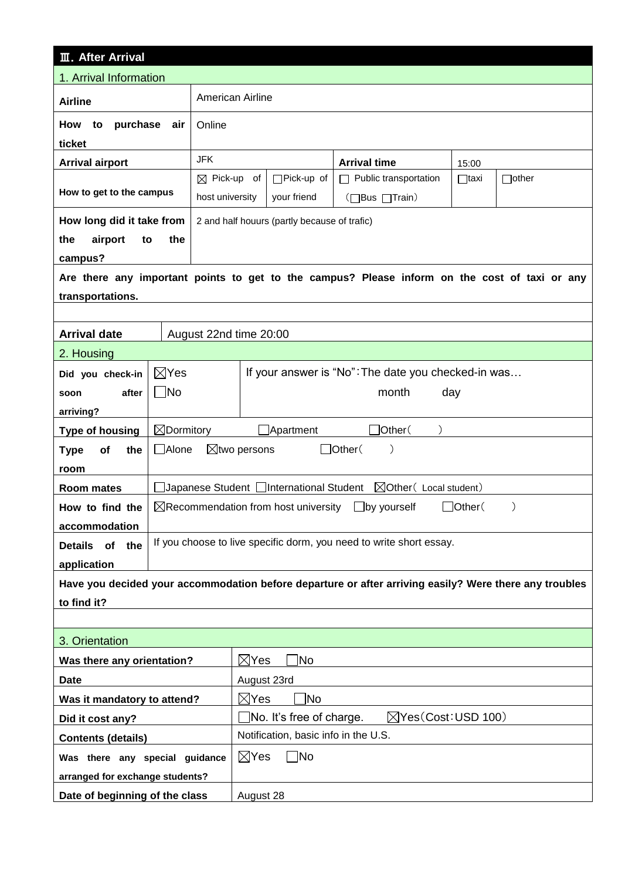## Ⅲ. After Arrival

### 1. Arrival Information

| | | | | | |
|---|---|---|---|---|---|
| **Airline** | American Airline | | | | |
| **How to purchase air ticket** | Online | | | | |
| **Arrival airport** | JFK | | **Arrival time** | 15:00 | |
| **How to get to the campus** | ☒ Pick-up of host university | ☐Pick-up of your friend | ☐ Public transportation (☐Bus ☐Train) | ☐taxi | ☐other |
| **How long did it take from the airport to the campus?** | 2 and half houurs (partly because of trafic) | | | | |

**Are there any important points to get to the campus? Please inform on the cost of taxi or any transportations.**

| | |
|---|---|
| **Arrival date** | August 22nd time 20:00 |

### 2. Housing

| | | |
|---|---|---|
| **Did you check-in soon after arriving?** | ☒Yes ☐No | If your answer is "No":The date you checked-in was… month day |
| **Type of housing** | ☒Dormitory ☐Apartment ☐Other( ) | |
| **Type of the room** | ☐Alone ☒two persons ☐Other( ) | |
| **Room mates** | ☐Japanese Student ☐International Student ☒Other( Local student) | |
| **How to find the accommodation** | ☒Recommendation from host university ☐by yourself ☐Other( ) | |
| **Details of the application** | If you choose to live specific dorm, you need to write short essay. | |

**Have you decided your accommodation before departure or after arriving easily? Were there any troubles to find it?**

### 3. Orientation

| | |
|---|---|
| **Was there any orientation?** | ☒Yes ☐No |
| **Date** | August 23rd |
| **Was it mandatory to attend?** | ☒Yes ☐No |
| **Did it cost any?** | ☐No. It's free of charge. ☒Yes(Cost:USD 100) |
| **Contents (details)** | Notification, basic info in the U.S. |
| **Was there any special guidance arranged for exchange students?** | ☒Yes ☐No |
| **Date of beginning of the class** | August 28 |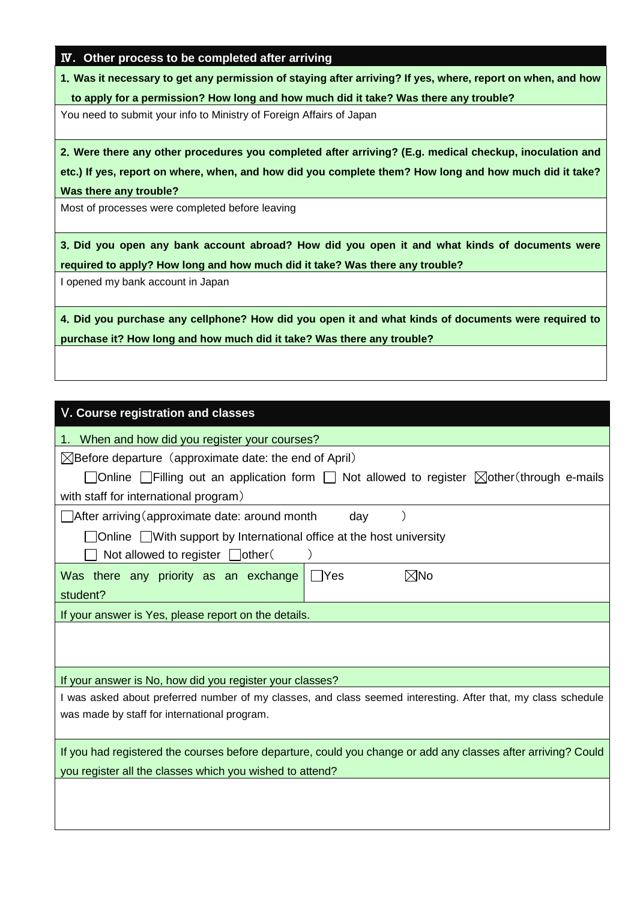## Ⅳ. Other process to be completed after arriving

**1. Was it necessary to get any permission of staying after arriving? If yes, where, report on when, and how to apply for a permission? How long and how much did it take? Was there any trouble?**

You need to submit your info to Ministry of Foreign Affairs of Japan

**2. Were there any other procedures you completed after arriving? (E.g. medical checkup, inoculation and etc.) If yes, report on where, when, and how did you complete them? How long and how much did it take? Was there any trouble?**

Most of processes were completed before leaving

**3. Did you open any bank account abroad? How did you open it and what kinds of documents were required to apply? How long and how much did it take? Was there any trouble?**

I opened my bank account in Japan

**4. Did you purchase any cellphone? How did you open it and what kinds of documents were required to purchase it? How long and how much did it take? Was there any trouble?**

## Ⅴ. Course registration and classes

1. When and how did you register your courses?

☒Before departure（approximate date: the end of April）

☐Online ☐Filling out an application form ☐ Not allowed to register ☒other（through e-mails with staff for international program）

☐After arriving（approximate date: around month day ）

☐Online ☐With support by International office at the host university

☐ Not allowed to register ☐other（ ）

| Was there any priority as an exchange student? | ☐Yes ☒No |
|---|---|

If your answer is Yes, please report on the details.

If your answer is No, how did you register your classes?

I was asked about preferred number of my classes, and class seemed interesting. After that, my class schedule was made by staff for international program.

If you had registered the courses before departure, could you change or add any classes after arriving? Could you register all the classes which you wished to attend?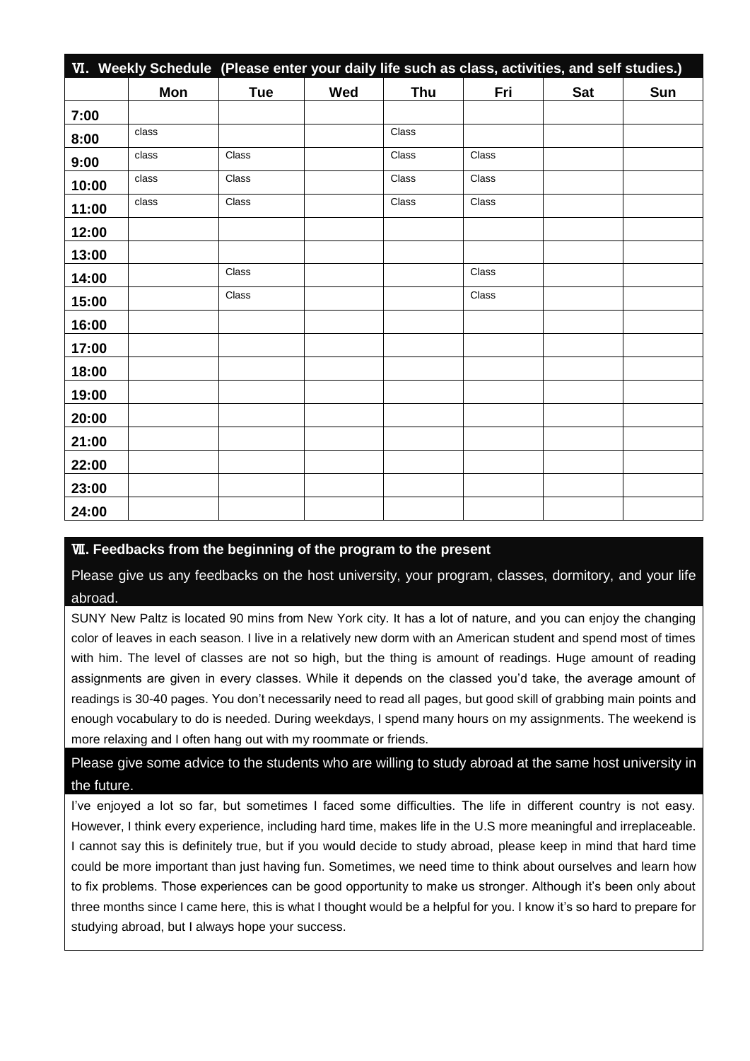## Ⅵ. Weekly Schedule (Please enter your daily life such as class, activities, and self studies.)

| | Mon | Tue | Wed | Thu | Fri | Sat | Sun |
|---|---|---|---|---|---|---|---|
| 7:00 | | | | | | | |
| 8:00 | class | | | Class | | | |
| 9:00 | class | Class | | Class | Class | | |
| 10:00 | class | Class | | Class | Class | | |
| 11:00 | class | Class | | Class | Class | | |
| 12:00 | | | | | | | |
| 13:00 | | | | | | | |
| 14:00 | | Class | | | Class | | |
| 15:00 | | Class | | | Class | | |
| 16:00 | | | | | | | |
| 17:00 | | | | | | | |
| 18:00 | | | | | | | |
| 19:00 | | | | | | | |
| 20:00 | | | | | | | |
| 21:00 | | | | | | | |
| 22:00 | | | | | | | |
| 23:00 | | | | | | | |
| 24:00 | | | | | | | |

## Ⅶ. Feedbacks from the beginning of the program to the present

**Please give us any feedbacks on the host university, your program, classes, dormitory, and your life abroad.**

SUNY New Paltz is located 90 mins from New York city. It has a lot of nature, and you can enjoy the changing color of leaves in each season. I live in a relatively new dorm with an American student and spend most of times with him. The level of classes are not so high, but the thing is amount of readings. Huge amount of reading assignments are given in every classes. While it depends on the classed you'd take, the average amount of readings is 30-40 pages. You don't necessarily need to read all pages, but good skill of grabbing main points and enough vocabulary to do is needed. During weekdays, I spend many hours on my assignments. The weekend is more relaxing and I often hang out with my roommate or friends.

**Please give some advice to the students who are willing to study abroad at the same host university in the future.**

I've enjoyed a lot so far, but sometimes I faced some difficulties. The life in different country is not easy. However, I think every experience, including hard time, makes life in the U.S more meaningful and irreplaceable. I cannot say this is definitely true, but if you would decide to study abroad, please keep in mind that hard time could be more important than just having fun. Sometimes, we need time to think about ourselves and learn how to fix problems. Those experiences can be good opportunity to make us stronger. Although it's been only about three months since I came here, this is what I thought would be a helpful for you. I know it's so hard to prepare for studying abroad, but I always hope your success.